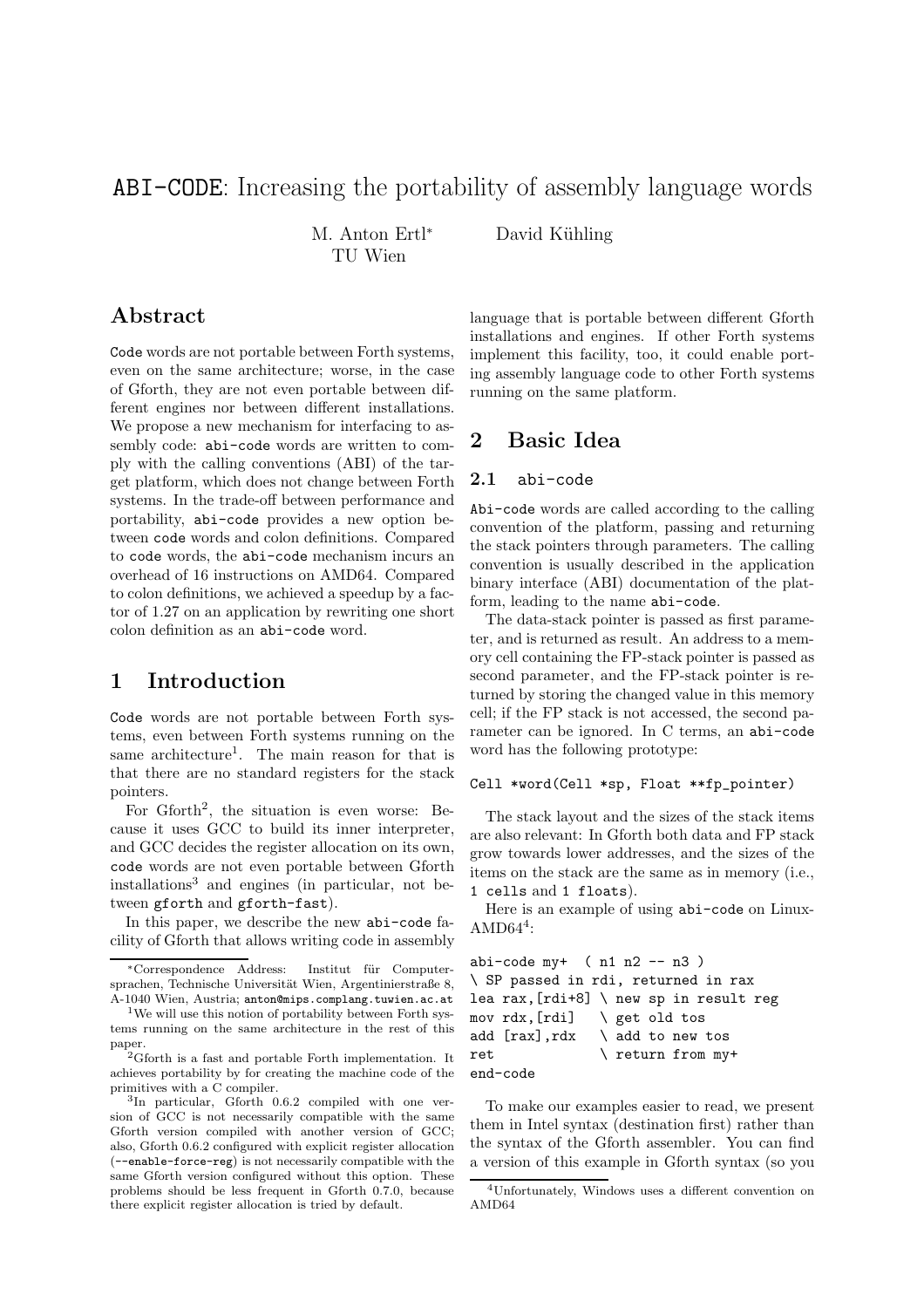# ABI-CODE: Increasing the portability of assembly language words

M. Anton Ertl[*]
TU Wien

David Kühling

## Abstract

Code words are not portable between Forth systems, even on the same architecture; worse, in the case of Gforth, they are not even portable between different engines nor between different installations. We propose a new mechanism for interfacing to assembly code: abi-code words are written to comply with the calling conventions (ABI) of the target platform, which does not change between Forth systems. In the trade-off between performance and portability, abi-code provides a new option between code words and colon definitions. Compared to code words, the abi-code mechanism incurs an overhead of 16 instructions on AMD64. Compared to colon definitions, we achieved a speedup by a factor of 1.27 on an application by rewriting one short colon definition as an abi-code word.

## 1 Introduction

Code words are not portable between Forth systems, even between Forth systems running on the same architecture[1]. The main reason for that is that there are no standard registers for the stack pointers.

For Gforth[2], the situation is even worse: Because it uses GCC to build its inner interpreter, and GCC decides the register allocation on its own, code words are not even portable between Gforth installations[3] and engines (in particular, not between gforth and gforth-fast).

In this paper, we describe the new abi-code facility of Gforth that allows writing code in assembly language that is portable between different Gforth installations and engines. If other Forth systems implement this facility, too, it could enable porting assembly language code to other Forth systems running on the same platform.

## 2 Basic Idea

### 2.1 abi-code

Abi-code words are called according to the calling convention of the platform, passing and returning the stack pointers through parameters. The calling convention is usually described in the application binary interface (ABI) documentation of the platform, leading to the name abi-code.

The data-stack pointer is passed as first parameter, and is returned as result. An address to a memory cell containing the FP-stack pointer is passed as second parameter, and the FP-stack pointer is returned by storing the changed value in this memory cell; if the FP stack is not accessed, the second parameter can be ignored. In C terms, an abi-code word has the following prototype:

```
Cell *word(Cell *sp, Float **fp_pointer)
```

The stack layout and the sizes of the stack items are also relevant: In Gforth both data and FP stack grow towards lower addresses, and the sizes of the items on the stack are the same as in memory (i.e., 1 cells and 1 floats).

Here is an example of using abi-code on Linux-AMD64[4]:

```
abi-code my+  ( n1 n2 -- n3 )
\ SP passed in rdi, returned in rax
lea rax,[rdi+8] \ new sp in result reg
mov rdx,[rdi]   \ get old tos
add [rax],rdx   \ add to new tos
ret             \ return from my+
end-code
```

To make our examples easier to read, we present them in Intel syntax (destination first) rather than the syntax of the Gforth assembler. You can find a version of this example in Gforth syntax (so you

---

[*] Correspondence Address: Institut für Computersprachen, Technische Universität Wien, Argentinierstraße 8, A-1040 Wien, Austria; anton@mips.complang.tuwien.ac.at

[1] We will use this notion of portability between Forth systems running on the same architecture in the rest of this paper.

[2] Gforth is a fast and portable Forth implementation. It achieves portability by for creating the machine code of the primitives with a C compiler.

[3] In particular, Gforth 0.6.2 compiled with one version of GCC is not necessarily compatible with the same Gforth version compiled with another version of GCC; also, Gforth 0.6.2 configured with explicit register allocation (--enable-force-reg) is not necessarily compatible with the same Gforth version configured without this option. These problems should be less frequent in Gforth 0.7.0, because there explicit register allocation is tried by default.

[4] Unfortunately, Windows uses a different convention on AMD64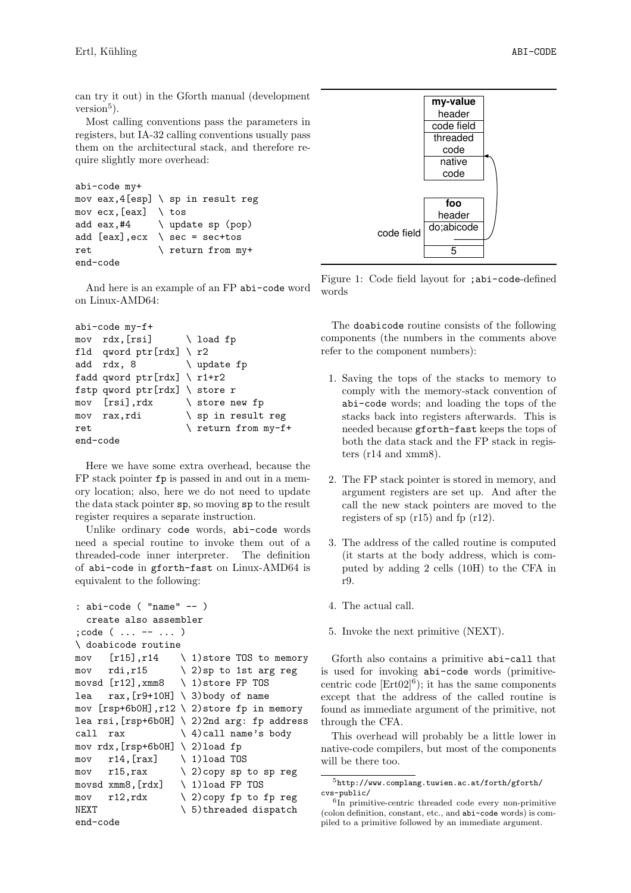can try it out) in the Gforth manual (development version[5]).

Most calling conventions pass the parameters in registers, but IA-32 calling conventions usually pass them on the architectural stack, and therefore require slightly more overhead:

```
abi-code my+
mov eax,4[esp] \ sp in result reg
mov ecx,[eax]  \ tos
add eax,#4     \ update sp (pop)
add [eax],ecx  \ sec = sec+tos
ret            \ return from my+
end-code
```

And here is an example of an FP abi-code word on Linux-AMD64:

```
abi-code my-f+
mov  rdx,[rsi]       \ load fp
fld  qword ptr[rdx] \ r2
add  rdx, 8          \ update fp
fadd qword ptr[rdx] \ r1+r2
fstp qword ptr[rdx] \ store r
mov  [rsi],rdx       \ store new fp
mov  rax,rdi         \ sp in result reg
ret                  \ return from my-f+
end-code
```

Here we have some extra overhead, because the FP stack pointer fp is passed in and out in a memory location; also, here we do not need to update the data stack pointer sp, so moving sp to the result register requires a separate instruction.

Unlike ordinary code words, abi-code words need a special routine to invoke them out of a threaded-code inner interpreter. The definition of abi-code in gforth-fast on Linux-AMD64 is equivalent to the following:

```
: abi-code ( "name" -- )
  create also assembler
;code ( ... -- ... )
\ doabicode routine
mov    [r15],r14     \ 1)store TOS to memory
mov    rdi,r15       \ 2)sp to 1st arg reg
movsd [r12],xmm8     \ 1)store FP TOS
lea    rax,[r9+10H] \ 3)body of name
mov [rsp+6b0H],r12 \ 2)store fp in memory
lea rsi,[rsp+6b0H] \ 2)2nd arg: fp address
call  rax           \ 4)call name's body
mov rdx,[rsp+6b0H] \ 2)load fp
mov    r14,[rax]     \ 1)load TOS
mov    r15,rax       \ 2)copy sp to sp reg
movsd xmm8,[rdx]     \ 1)load FP TOS
mov    r12,rdx       \ 2)copy fp to fp reg
NEXT                 \ 5)threaded dispatch
end-code
```

Figure 1: Code field layout for ;abi-code-defined words

The doabicode routine consists of the following components (the numbers in the comments above refer to the component numbers):

1. Saving the tops of the stacks to memory to comply with the memory-stack convention of abi-code words; and loading the tops of the stacks back into registers afterwards. This is needed because gforth-fast keeps the tops of both the data stack and the FP stack in registers (r14 and xmm8).

2. The FP stack pointer is stored in memory, and argument registers are set up. And after the call the new stack pointers are moved to the registers of sp (r15) and fp (r12).

3. The address of the called routine is computed (it starts at the body address, which is computed by adding 2 cells (10H) to the CFA in r9.

4. The actual call.

5. Invoke the next primitive (NEXT).

Gforth also contains a primitive abi-call that is used for invoking abi-code words (primitive-centric code [Ert02][6]); it has the same components except that the address of the called routine is found as immediate argument of the primitive, not through the CFA.

This overhead will probably be a little lower in native-code compilers, but most of the components will be there too.

[5] http://www.complang.tuwien.ac.at/forth/gforth/cvs-public/

[6] In primitive-centric threaded code every non-primitive (colon definition, constant, etc., and abi-code words) is compiled to a primitive followed by an immediate argument.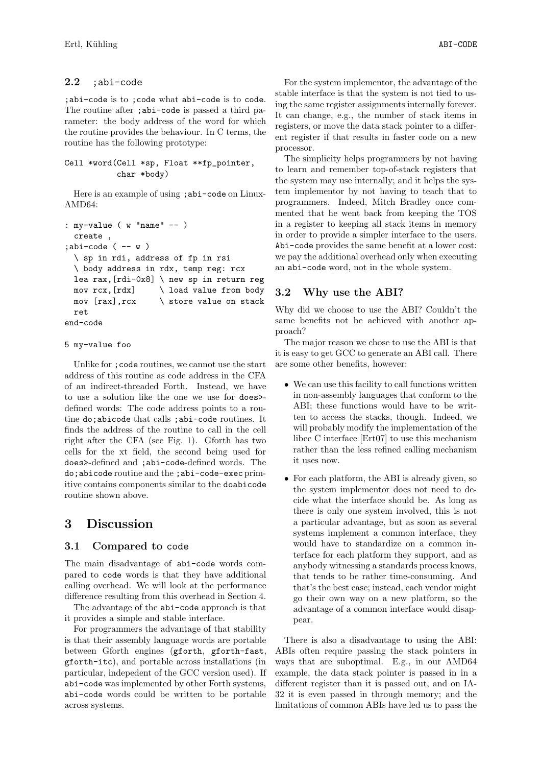### 2.2 ;abi-code

;abi-code is to ;code what abi-code is to code. The routine after ;abi-code is passed a third parameter: the body address of the word for which the routine provides the behaviour. In C terms, the routine has the following prototype:

```
Cell *word(Cell *sp, Float **fp_pointer,
           char *body)
```

Here is an example of using ;abi-code on Linux-AMD64:

```
: my-value ( w "name" -- )
  create ,
;abi-code ( -- w )
  \ sp in rdi, address of fp in rsi
  \ body address in rdx, temp reg: rcx
  lea rax,[rdi-0x8] \ new sp in return reg
  mov rcx,[rdx]     \ load value from body
  mov [rax],rcx     \ store value on stack
  ret
end-code

5 my-value foo
```

Unlike for ;code routines, we cannot use the start address of this routine as code address in the CFA of an indirect-threaded Forth. Instead, we have to use a solution like the one we use for does>-defined words: The code address points to a routine do;abicode that calls ;abi-code routines. It finds the address of the routine to call in the cell right after the CFA (see Fig. 1). Gforth has two cells for the xt field, the second being used for does>-defined and ;abi-code-defined words. The do;abicode routine and the ;abi-code-exec primitive contains components similar to the doabicode routine shown above.

# 3 Discussion

## 3.1 Compared to code

The main disadvantage of abi-code words compared to code words is that they have additional calling overhead. We will look at the performance difference resulting from this overhead in Section 4.

The advantage of the abi-code approach is that it provides a simple and stable interface.

For programmers the advantage of that stability is that their assembly language words are portable between Gforth engines (gforth, gforth-fast, gforth-itc), and portable across installations (in particular, indepedent of the GCC version used). If abi-code was implemented by other Forth systems, abi-code words could be written to be portable across systems.

For the system implementor, the advantage of the stable interface is that the system is not tied to using the same register assignments internally forever. It can change, e.g., the number of stack items in registers, or move the data stack pointer to a different register if that results in faster code on a new processor.

The simplicity helps programmers by not having to learn and remember top-of-stack registers that the system may use internally; and it helps the system implementor by not having to teach that to programmers. Indeed, Mitch Bradley once commented that he went back from keeping the TOS in a register to keeping all stack items in memory in order to provide a simpler interface to the users. Abi-code provides the same benefit at a lower cost: we pay the additional overhead only when executing an abi-code word, not in the whole system.

## 3.2 Why use the ABI?

Why did we choose to use the ABI? Couldn't the same benefits not be achieved with another approach?

The major reason we chose to use the ABI is that it is easy to get GCC to generate an ABI call. There are some other benefits, however:

- We can use this facility to call functions written in non-assembly languages that conform to the ABI; these functions would have to be written to access the stacks, though. Indeed, we will probably modify the implementation of the libcc C interface [Ert07] to use this mechanism rather than the less refined calling mechanism it uses now.
- For each platform, the ABI is already given, so the system implementor does not need to decide what the interface should be. As long as there is only one system involved, this is not a particular advantage, but as soon as several systems implement a common interface, they would have to standardize on a common interface for each platform they support, and as anybody witnessing a standards process knows, that tends to be rather time-consuming. And that's the best case; instead, each vendor might go their own way on a new platform, so the advantage of a common interface would disappear.

There is also a disadvantage to using the ABI: ABIs often require passing the stack pointers in ways that are suboptimal. E.g., in our AMD64 example, the data stack pointer is passed in in a different register than it is passed out, and on IA-32 it is even passed in through memory; and the limitations of common ABIs have led us to pass the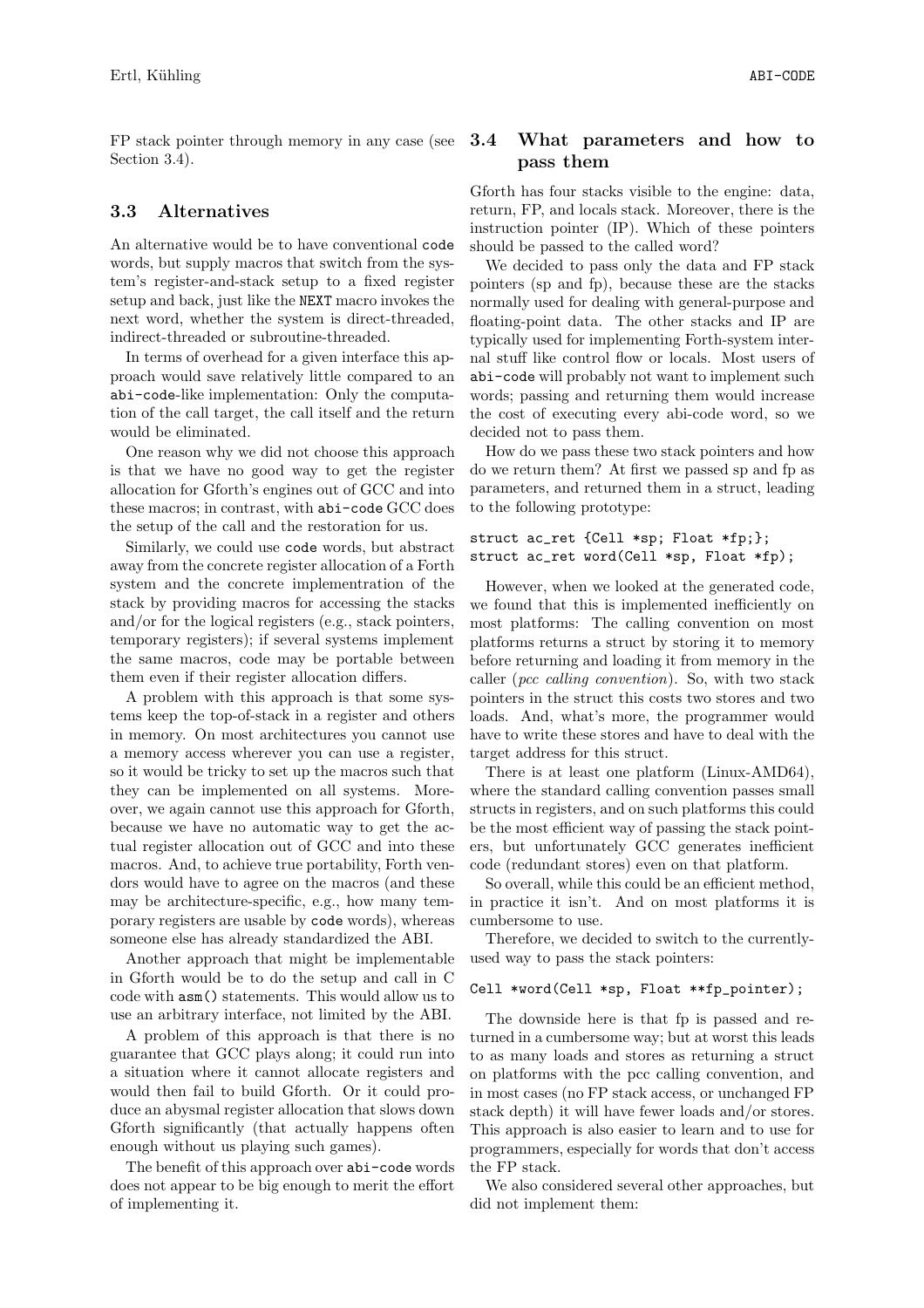FP stack pointer through memory in any case (see Section 3.4).

### 3.3 Alternatives

An alternative would be to have conventional code words, but supply macros that switch from the system's register-and-stack setup to a fixed register setup and back, just like the NEXT macro invokes the next word, whether the system is direct-threaded, indirect-threaded or subroutine-threaded.

In terms of overhead for a given interface this approach would save relatively little compared to an abi-code-like implementation: Only the computation of the call target, the call itself and the return would be eliminated.

One reason why we did not choose this approach is that we have no good way to get the register allocation for Gforth's engines out of GCC and into these macros; in contrast, with abi-code GCC does the setup of the call and the restoration for us.

Similarly, we could use code words, but abstract away from the concrete register allocation of a Forth system and the concrete implementration of the stack by providing macros for accessing the stacks and/or for the logical registers (e.g., stack pointers, temporary registers); if several systems implement the same macros, code may be portable between them even if their register allocation differs.

A problem with this approach is that some systems keep the top-of-stack in a register and others in memory. On most architectures you cannot use a memory access wherever you can use a register, so it would be tricky to set up the macros such that they can be implemented on all systems. Moreover, we again cannot use this approach for Gforth, because we have no automatic way to get the actual register allocation out of GCC and into these macros. And, to achieve true portability, Forth vendors would have to agree on the macros (and these may be architecture-specific, e.g., how many temporary registers are usable by code words), whereas someone else has already standardized the ABI.

Another approach that might be implementable in Gforth would be to do the setup and call in C code with asm() statements. This would allow us to use an arbitrary interface, not limited by the ABI.

A problem of this approach is that there is no guarantee that GCC plays along; it could run into a situation where it cannot allocate registers and would then fail to build Gforth. Or it could produce an abysmal register allocation that slows down Gforth significantly (that actually happens often enough without us playing such games).

The benefit of this approach over abi-code words does not appear to be big enough to merit the effort of implementing it.

### 3.4 What parameters and how to pass them

Gforth has four stacks visible to the engine: data, return, FP, and locals stack. Moreover, there is the instruction pointer (IP). Which of these pointers should be passed to the called word?

We decided to pass only the data and FP stack pointers (sp and fp), because these are the stacks normally used for dealing with general-purpose and floating-point data. The other stacks and IP are typically used for implementing Forth-system internal stuff like control flow or locals. Most users of abi-code will probably not want to implement such words; passing and returning them would increase the cost of executing every abi-code word, so we decided not to pass them.

How do we pass these two stack pointers and how do we return them? At first we passed sp and fp as parameters, and returned them in a struct, leading to the following prototype:

```
struct ac_ret {Cell *sp; Float *fp;};
struct ac_ret word(Cell *sp, Float *fp);
```

However, when we looked at the generated code, we found that this is implemented inefficiently on most platforms: The calling convention on most platforms returns a struct by storing it to memory before returning and loading it from memory in the caller (*pcc calling convention*). So, with two stack pointers in the struct this costs two stores and two loads. And, what's more, the programmer would have to write these stores and have to deal with the target address for this struct.

There is at least one platform (Linux-AMD64), where the standard calling convention passes small structs in registers, and on such platforms this could be the most efficient way of passing the stack pointers, but unfortunately GCC generates inefficient code (redundant stores) even on that platform.

So overall, while this could be an efficient method, in practice it isn't. And on most platforms it is cumbersome to use.

Therefore, we decided to switch to the currently-used way to pass the stack pointers:

```
Cell *word(Cell *sp, Float **fp_pointer);
```

The downside here is that fp is passed and returned in a cumbersome way; but at worst this leads to as many loads and stores as returning a struct on platforms with the pcc calling convention, and in most cases (no FP stack access, or unchanged FP stack depth) it will have fewer loads and/or stores. This approach is also easier to learn and to use for programmers, especially for words that don't access the FP stack.

We also considered several other approaches, but did not implement them: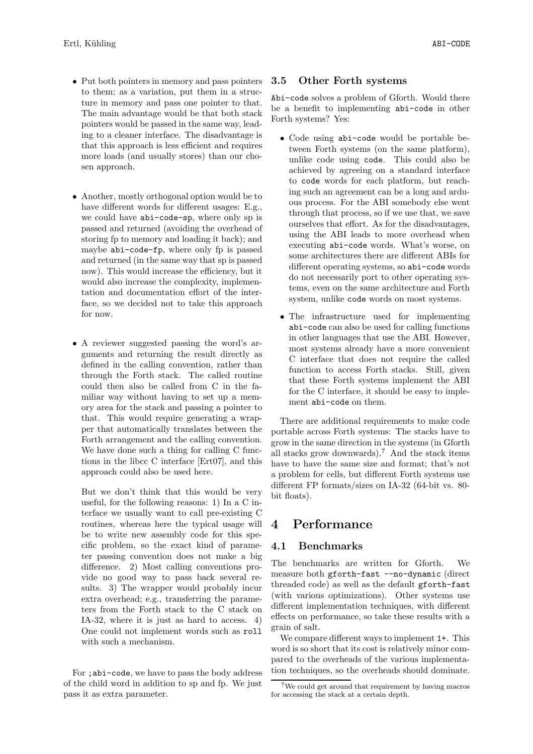- Put both pointers in memory and pass pointers to them; as a variation, put them in a structure in memory and pass one pointer to that. The main advantage would be that both stack pointers would be passed in the same way, leading to a cleaner interface. The disadvantage is that this approach is less efficient and requires more loads (and usually stores) than our chosen approach.

- Another, mostly orthogonal option would be to have different words for different usages: E.g., we could have `abi-code-sp`, where only sp is passed and returned (avoiding the overhead of storing fp to memory and loading it back); and maybe `abi-code-fp`, where only fp is passed and returned (in the same way that sp is passed now). This would increase the efficiency, but it would also increase the complexity, implementation and documentation effort of the interface, so we decided not to take this approach for now.

- A reviewer suggested passing the word's arguments and returning the result directly as defined in the calling convention, rather than through the Forth stack. The called routine could then also be called from C in the familiar way without having to set up a memory area for the stack and passing a pointer to that. This would require generating a wrapper that automatically translates between the Forth arrangement and the calling convention. We have done such a thing for calling C functions in the libcc C interface [Ert07], and this approach could also be used here.

  But we don't think that this would be very useful, for the following reasons: 1) In a C interface we usually want to call pre-existing C routines, whereas here the typical usage will be to write new assembly code for this specific problem, so the exact kind of parameter passing convention does not make a big difference. 2) Most calling conventions provide no good way to pass back several results. 3) The wrapper would probably incur extra overhead; e.g., transferring the parameters from the Forth stack to the C stack on IA-32, where it is just as hard to access. 4) One could not implement words such as `roll` with such a mechanism.

For `;abi-code`, we have to pass the body address of the child word in addition to sp and fp. We just pass it as extra parameter.

### 3.5 Other Forth systems

`Abi-code` solves a problem of Gforth. Would there be a benefit to implementing `abi-code` in other Forth systems? Yes:

- Code using `abi-code` would be portable between Forth systems (on the same platform), unlike code using `code`. This could also be achieved by agreeing on a standard interface to `code` words for each platform, but reaching such an agreement can be a long and arduous process. For the ABI somebody else went through that process, so if we use that, we save ourselves that effort. As for the disadvantages, using the ABI leads to more overhead when executing `abi-code` words. What's worse, on some architectures there are different ABIs for different operating systems, so `abi-code` words do not necessarily port to other operating systems, even on the same architecture and Forth system, unlike `code` words on most systems.

- The infrastructure used for implementing `abi-code` can also be used for calling functions in other languages that use the ABI. However, most systems already have a more convenient C interface that does not require the called function to access Forth stacks. Still, given that these Forth systems implement the ABI for the C interface, it should be easy to implement `abi-code` on them.

There are additional requirements to make code portable across Forth systems: The stacks have to grow in the same direction in the systems (in Gforth all stacks grow downwards).[7] And the stack items have to have the same size and format; that's not a problem for cells, but different Forth systems use different FP formats/sizes on IA-32 (64-bit vs. 80-bit floats).

## 4 Performance

### 4.1 Benchmarks

The benchmarks are written for Gforth. We measure both `gforth-fast --no-dynamic` (direct threaded code) as well as the default `gforth-fast` (with various optimizations). Other systems use different implementation techniques, with different effects on performance, so take these results with a grain of salt.

We compare different ways to implement `1+`. This word is so short that its cost is relatively minor compared to the overheads of the various implementation techniques, so the overheads should dominate.

[7] We could get around that requirement by having macros for accessing the stack at a certain depth.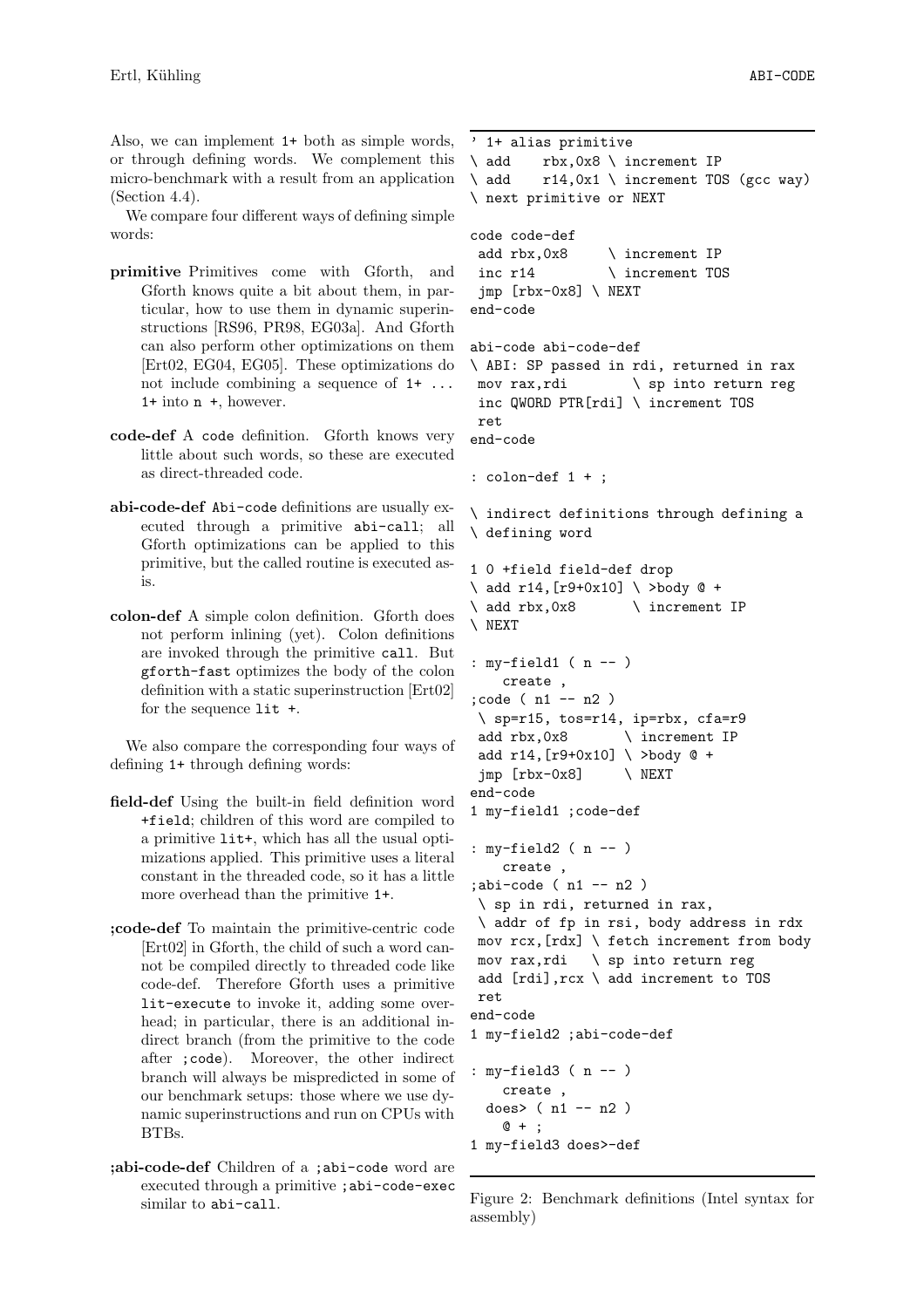Also, we can implement `1+` both as simple words, or through defining words. We complement this micro-benchmark with a result from an application (Section 4.4).

We compare four different ways of defining simple words:

**primitive** Primitives come with Gforth, and Gforth knows quite a bit about them, in particular, how to use them in dynamic superinstructions [RS96, PR98, EG03a]. And Gforth can also perform other optimizations on them [Ert02, EG04, EG05]. These optimizations do not include combining a sequence of `1+ ... 1+` into `n +`, however.

**code-def** A `code` definition. Gforth knows very little about such words, so these are executed as direct-threaded code.

**abi-code-def** `Abi-code` definitions are usually executed through a primitive `abi-call`; all Gforth optimizations can be applied to this primitive, but the called routine is executed as-is.

**colon-def** A simple colon definition. Gforth does not perform inlining (yet). Colon definitions are invoked through the primitive `call`. But `gforth-fast` optimizes the body of the colon definition with a static superinstruction [Ert02] for the sequence `lit +`.

We also compare the corresponding four ways of defining `1+` through defining words:

**field-def** Using the built-in field definition word `+field`; children of this word are compiled to a primitive `lit+`, which has all the usual optimizations applied. This primitive uses a literal constant in the threaded code, so it has a little more overhead than the primitive `1+`.

**;code-def** To maintain the primitive-centric code [Ert02] in Gforth, the child of such a word cannot be compiled directly to threaded code like code-def. Therefore Gforth uses a primitive `lit-execute` to invoke it, adding some overhead; in particular, there is an additional indirect branch (from the primitive to the code after `;code`). Moreover, the other indirect branch will always be mispredicted in some of our benchmark setups: those where we use dynamic superinstructions and run on CPUs with BTBs.

**;abi-code-def** Children of a `;abi-code` word are executed through a primitive `;abi-code-exec` similar to `abi-call`.

```
' 1+ alias primitive
\ add    rbx,0x8 \ increment IP
\ add    r14,0x1 \ increment TOS (gcc way)
\ next primitive or NEXT

code code-def
 add rbx,0x8      \ increment IP
 inc r14          \ increment TOS
 jmp [rbx-0x8] \ NEXT
end-code

abi-code abi-code-def
\ ABI: SP passed in rdi, returned in rax
 mov rax,rdi        \ sp into return reg
 inc QWORD PTR[rdi] \ increment TOS
 ret
end-code

: colon-def 1 + ;

\ indirect definitions through defining a
\ defining word

1 0 +field field-def drop
\ add r14,[r9+0x10] \ >body @ +
\ add rbx,0x8       \ increment IP
\ NEXT

: my-field1 ( n -- )
    create ,
;code ( n1 -- n2 )
 \ sp=r15, tos=r14, ip=rbx, cfa=r9
 add rbx,0x8       \ increment IP
 add r14,[r9+0x10] \ >body @ +
 jmp [rbx-0x8]     \ NEXT
end-code
1 my-field1 ;code-def

: my-field2 ( n -- )
    create ,
;abi-code ( n1 -- n2 )
 \ sp in rdi, returned in rax,
 \ addr of fp in rsi, body address in rdx
 mov rcx,[rdx] \ fetch increment from body
 mov rax,rdi   \ sp into return reg
 add [rdi],rcx \ add increment to TOS
 ret
end-code
1 my-field2 ;abi-code-def

: my-field3 ( n -- )
    create ,
  does> ( n1 -- n2 )
    @ + ;
1 my-field3 does>-def
```

Figure 2: Benchmark definitions (Intel syntax for assembly)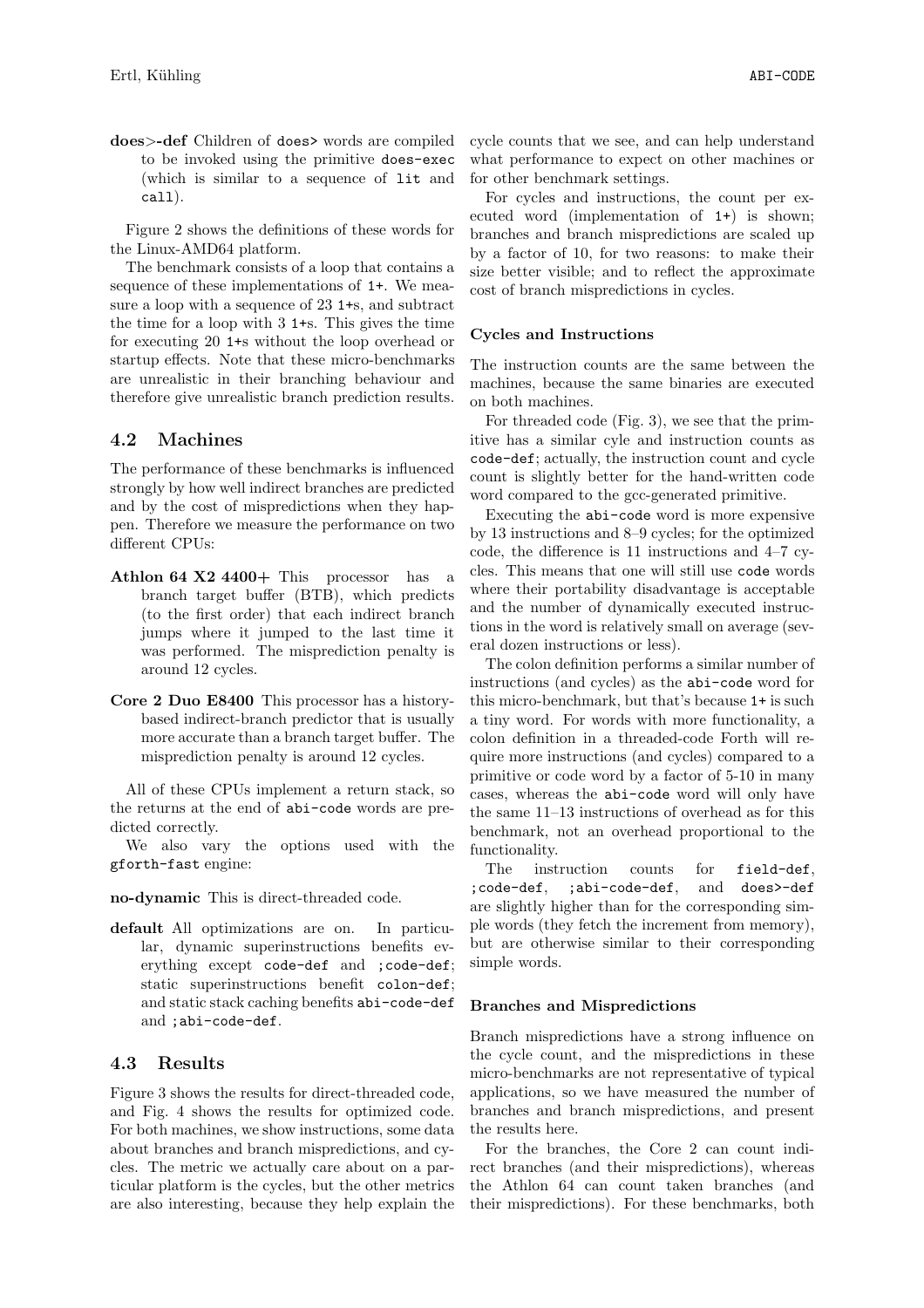**does>-def** Children of `does>` words are compiled to be invoked using the primitive `does-exec` (which is similar to a sequence of `lit` and `call`).

Figure 2 shows the definitions of these words for the Linux-AMD64 platform.

The benchmark consists of a loop that contains a sequence of these implementations of `1+`. We measure a loop with a sequence of 23 `1+`s, and subtract the time for a loop with 3 `1+`s. This gives the time for executing 20 `1+`s without the loop overhead or startup effects. Note that these micro-benchmarks are unrealistic in their branching behaviour and therefore give unrealistic branch prediction results.

## 4.2 Machines

The performance of these benchmarks is influenced strongly by how well indirect branches are predicted and by the cost of mispredictions when they happen. Therefore we measure the performance on two different CPUs:

**Athlon 64 X2 4400+** This processor has a branch target buffer (BTB), which predicts (to the first order) that each indirect branch jumps where it jumped to the last time it was performed. The misprediction penalty is around 12 cycles.

**Core 2 Duo E8400** This processor has a history-based indirect-branch predictor that is usually more accurate than a branch target buffer. The misprediction penalty is around 12 cycles.

All of these CPUs implement a return stack, so the returns at the end of `abi-code` words are predicted correctly.

We also vary the options used with the `gforth-fast` engine:

**no-dynamic** This is direct-threaded code.

**default** All optimizations are on. In particular, dynamic superinstructions benefits everything except `code-def` and `;code-def`; static superinstructions benefit `colon-def`; and static stack caching benefits `abi-code-def` and `;abi-code-def`.

## 4.3 Results

Figure 3 shows the results for direct-threaded code, and Fig. 4 shows the results for optimized code. For both machines, we show instructions, some data about branches and branch mispredictions, and cycles. The metric we actually care about on a particular platform is the cycles, but the other metrics are also interesting, because they help explain the cycle counts that we see, and can help understand what performance to expect on other machines or for other benchmark settings.

For cycles and instructions, the count per executed word (implementation of `1+`) is shown; branches and branch mispredictions are scaled up by a factor of 10, for two reasons: to make their size better visible; and to reflect the approximate cost of branch mispredictions in cycles.

### Cycles and Instructions

The instruction counts are the same between the machines, because the same binaries are executed on both machines.

For threaded code (Fig. 3), we see that the primitive has a similar cyle and instruction counts as `code-def`; actually, the instruction count and cycle count is slightly better for the hand-written code word compared to the gcc-generated primitive.

Executing the `abi-code` word is more expensive by 13 instructions and 8–9 cycles; for the optimized code, the difference is 11 instructions and 4–7 cycles. This means that one will still use `code` words where their portability disadvantage is acceptable and the number of dynamically executed instructions in the word is relatively small on average (several dozen instructions or less).

The colon definition performs a similar number of instructions (and cycles) as the `abi-code` word for this micro-benchmark, but that's because `1+` is such a tiny word. For words with more functionality, a colon definition in a threaded-code Forth will require more instructions (and cycles) compared to a primitive or code word by a factor of 5-10 in many cases, whereas the `abi-code` word will only have the same 11–13 instructions of overhead as for this benchmark, not an overhead proportional to the functionality.

The instruction counts for `field-def`, `;code-def`, `;abi-code-def`, and `does>-def` are slightly higher than for the corresponding simple words (they fetch the increment from memory), but are otherwise similar to their corresponding simple words.

### Branches and Mispredictions

Branch mispredictions have a strong influence on the cycle count, and the mispredictions in these micro-benchmarks are not representative of typical applications, so we have measured the number of branches and branch mispredictions, and present the results here.

For the branches, the Core 2 can count indirect branches (and their mispredictions), whereas the Athlon 64 can count taken branches (and their mispredictions). For these benchmarks, both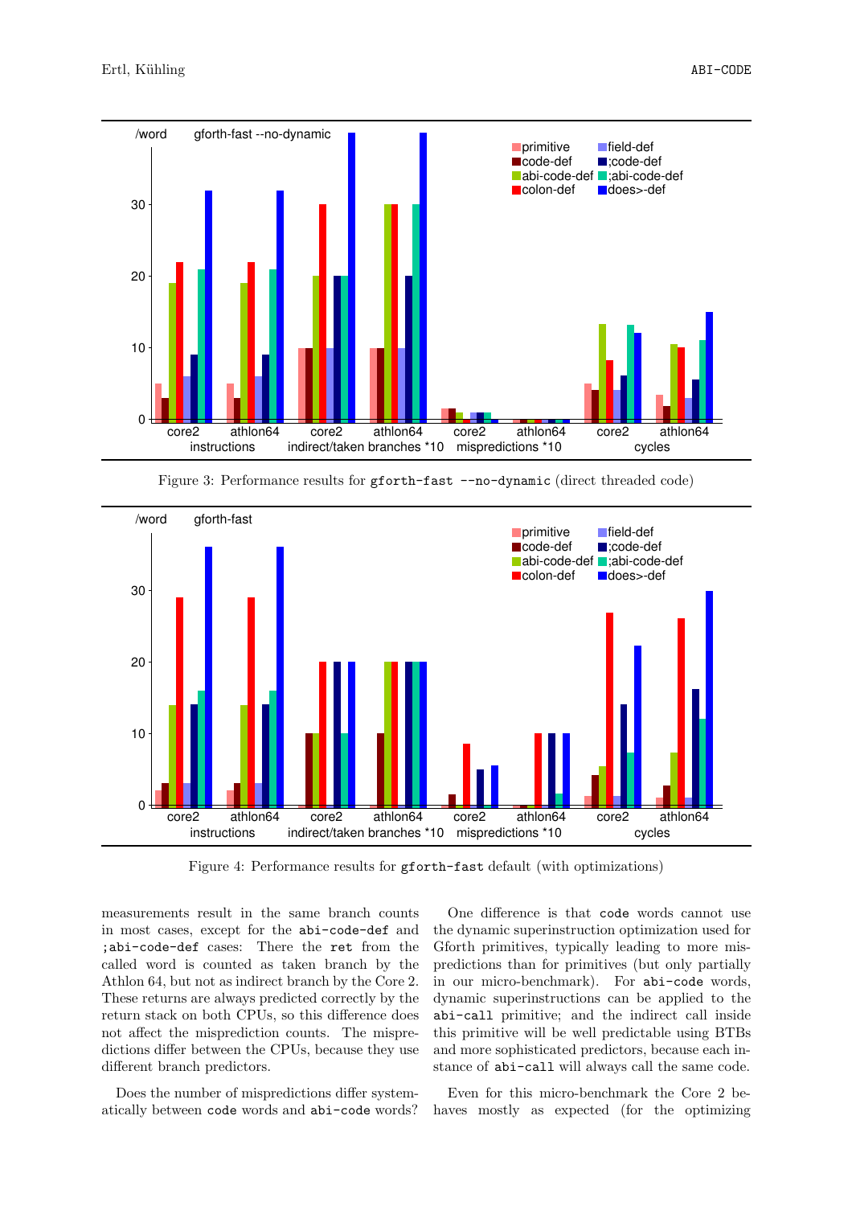Figure 3: Performance results for `gforth-fast --no-dynamic` (direct threaded code)

Figure 4: Performance results for `gforth-fast` default (with optimizations)

measurements result in the same branch counts in most cases, except for the `abi-code-def` and `;abi-code-def` cases: There the `ret` from the called word is counted as taken branch by the Athlon 64, but not as indirect branch by the Core 2. These returns are always predicted correctly by the return stack on both CPUs, so this difference does not affect the misprediction counts. The mispredictions differ between the CPUs, because they use different branch predictors.

Does the number of mispredictions differ systematically between `code` words and `abi-code` words?

One difference is that `code` words cannot use the dynamic superinstruction optimization used for Gforth primitives, typically leading to more mispredictions than for primitives (but only partially in our micro-benchmark). For `abi-code` words, dynamic superinstructions can be applied to the `abi-call` primitive; and the indirect call inside this primitive will be well predictable using BTBs and more sophisticated predictors, because each instance of `abi-call` will always call the same code.

Even for this micro-benchmark the Core 2 behaves mostly as expected (for the optimizing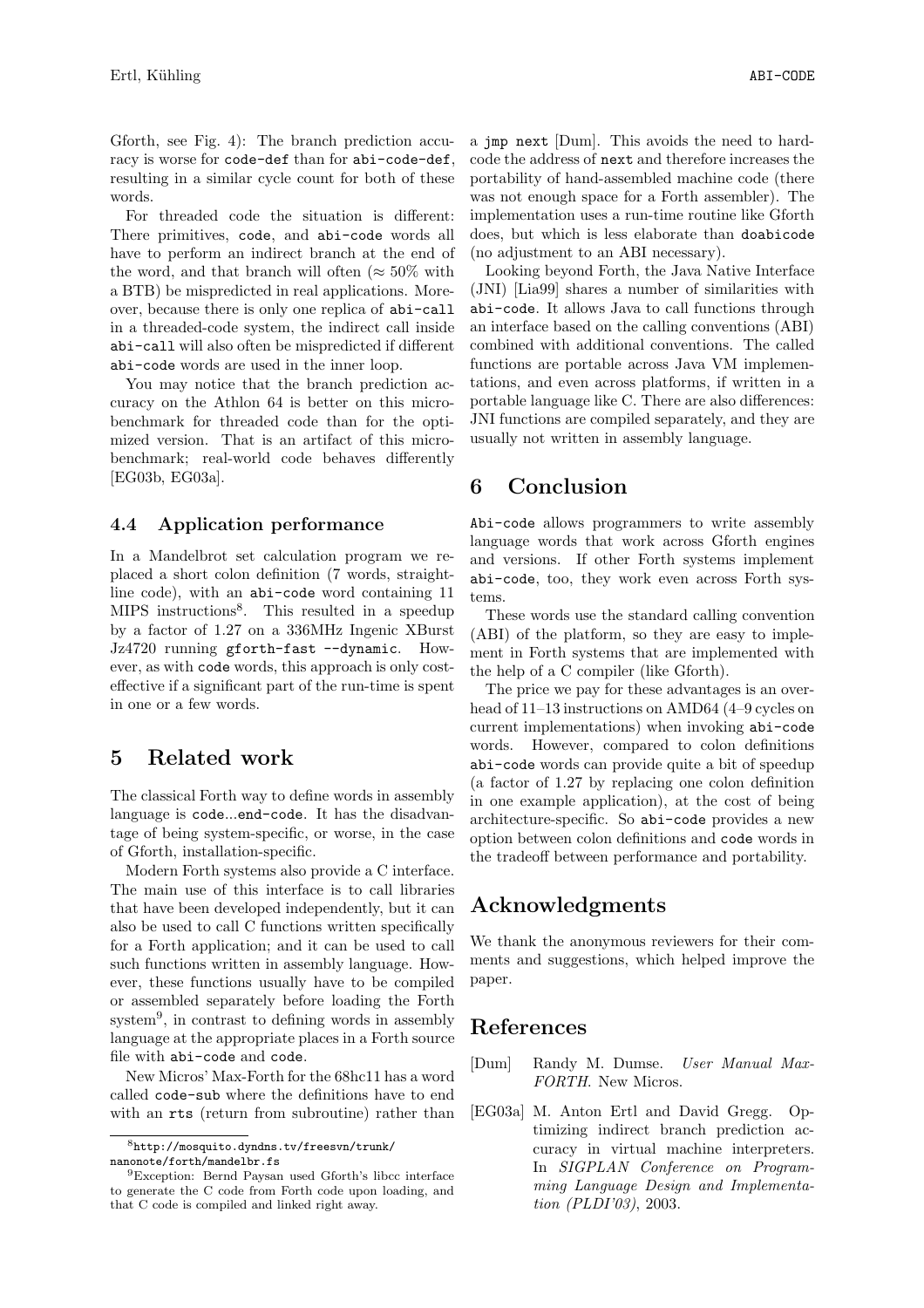Gforth, see Fig. 4): The branch prediction accuracy is worse for `code-def` than for `abi-code-def`, resulting in a similar cycle count for both of these words.

For threaded code the situation is different: There primitives, `code`, and `abi-code` words all have to perform an indirect branch at the end of the word, and that branch will often ($\approx 50\%$ with a BTB) be mispredicted in real applications. Moreover, because there is only one replica of `abi-call` in a threaded-code system, the indirect call inside `abi-call` will also often be mispredicted if different `abi-code` words are used in the inner loop.

You may notice that the branch prediction accuracy on the Athlon 64 is better on this microbenchmark for threaded code than for the optimized version. That is an artifact of this microbenchmark; real-world code behaves differently [EG03b, EG03a].

### 4.4 Application performance

In a Mandelbrot set calculation program we replaced a short colon definition (7 words, straight-line code), with an `abi-code` word containing 11 MIPS instructions[8]. This resulted in a speedup by a factor of 1.27 on a 336MHz Ingenic XBurst Jz4720 running `gforth-fast --dynamic`. However, as with `code` words, this approach is only cost-effective if a significant part of the run-time is spent in one or a few words.

## 5 Related work

The classical Forth way to define words in assembly language is `code`...`end-code`. It has the disadvantage of being system-specific, or worse, in the case of Gforth, installation-specific.

Modern Forth systems also provide a C interface. The main use of this interface is to call libraries that have been developed independently, but it can also be used to call C functions written specifically for a Forth application; and it can be used to call such functions written in assembly language. However, these functions usually have to be compiled or assembled separately before loading the Forth system[9], in contrast to defining words in assembly language at the appropriate places in a Forth source file with `abi-code` and `code`.

New Micros' Max-Forth for the 68hc11 has a word called `code-sub` where the definitions have to end with an `rts` (return from subroutine) rather than a `jmp next` [Dum]. This avoids the need to hard-code the address of `next` and therefore increases the portability of hand-assembled machine code (there was not enough space for a Forth assembler). The implementation uses a run-time routine like Gforth does, but which is less elaborate than `doabicode` (no adjustment to an ABI necessary).

Looking beyond Forth, the Java Native Interface (JNI) [Lia99] shares a number of similarities with `abi-code`. It allows Java to call functions through an interface based on the calling conventions (ABI) combined with additional conventions. The called functions are portable across Java VM implementations, and even across platforms, if written in a portable language like C. There are also differences: JNI functions are compiled separately, and they are usually not written in assembly language.

## 6 Conclusion

`Abi-code` allows programmers to write assembly language words that work across Gforth engines and versions. If other Forth systems implement `abi-code`, too, they work even across Forth systems.

These words use the standard calling convention (ABI) of the platform, so they are easy to implement in Forth systems that are implemented with the help of a C compiler (like Gforth).

The price we pay for these advantages is an overhead of 11–13 instructions on AMD64 (4–9 cycles on current implementations) when invoking `abi-code` words. However, compared to colon definitions `abi-code` words can provide quite a bit of speedup (a factor of 1.27 by replacing one colon definition in one example application), at the cost of being architecture-specific. So `abi-code` provides a new option between colon definitions and `code` words in the tradeoff between performance and portability.

## Acknowledgments

We thank the anonymous reviewers for their comments and suggestions, which helped improve the paper.

## References

[Dum] Randy M. Dumse. *User Manual Max-FORTH*. New Micros.

[EG03a] M. Anton Ertl and David Gregg. Optimizing indirect branch prediction accuracy in virtual machine interpreters. In *SIGPLAN Conference on Programming Language Design and Implementation (PLDI'03)*, 2003.

---

[8] http://mosquito.dyndns.tv/freesvn/trunk/nanonote/forth/mandelbr.fs

[9] Exception: Bernd Paysan used Gforth's libcc interface to generate the C code from Forth code upon loading, and that C code is compiled and linked right away.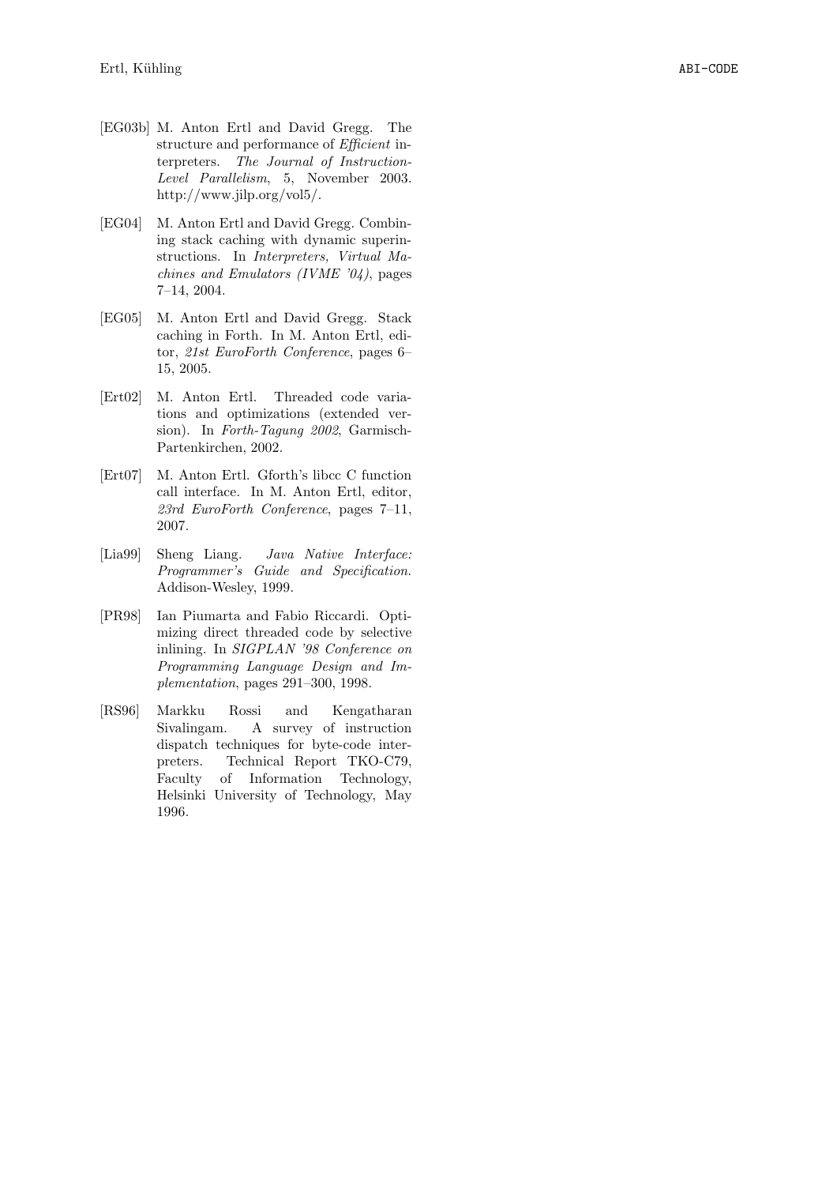[EG03b] M. Anton Ertl and David Gregg. The structure and performance of *Efficient* interpreters. *The Journal of Instruction-Level Parallelism*, 5, November 2003. http://www.jilp.org/vol5/.

[EG04] M. Anton Ertl and David Gregg. Combining stack caching with dynamic superinstructions. In *Interpreters, Virtual Machines and Emulators (IVME '04)*, pages 7–14, 2004.

[EG05] M. Anton Ertl and David Gregg. Stack caching in Forth. In M. Anton Ertl, editor, *21st EuroForth Conference*, pages 6–15, 2005.

[Ert02] M. Anton Ertl. Threaded code variations and optimizations (extended version). In *Forth-Tagung 2002*, Garmisch-Partenkirchen, 2002.

[Ert07] M. Anton Ertl. Gforth's libcc C function call interface. In M. Anton Ertl, editor, *23rd EuroForth Conference*, pages 7–11, 2007.

[Lia99] Sheng Liang. *Java Native Interface: Programmer's Guide and Specification*. Addison-Wesley, 1999.

[PR98] Ian Piumarta and Fabio Riccardi. Optimizing direct threaded code by selective inlining. In *SIGPLAN '98 Conference on Programming Language Design and Implementation*, pages 291–300, 1998.

[RS96] Markku Rossi and Kengatharan Sivalingam. A survey of instruction dispatch techniques for byte-code interpreters. Technical Report TKO-C79, Faculty of Information Technology, Helsinki University of Technology, May 1996.